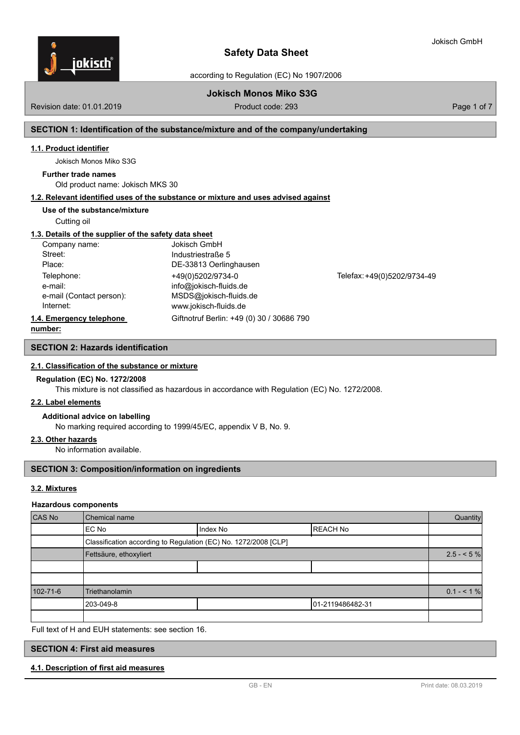# Safety Data Sheet

according to Regulation (EC) No 1907/2006

**Jokisch Monos Miko S3G**

Revision date: 01.01.2019 | Product code: 293

## SECTION 1: Identification of the substance/mixture and of the company/undertaking

### 1.1. Product identifier

Jokisch Monos Miko S3G

**Further trade names**

Old product name: Jokisch MKS 30

### 1.2. Relevant identified uses of the substance or mixture and uses advised against

**Use of the substance/mixture**

Cutting oil

### 1.3. Details of the supplier of the safety data sheet

| | |
|---|---|
| Company name: | Jokisch GmbH |
| Street: | Industriestraße 5 |
| Place: | DE-33813 Oerlinghausen |
| Telephone: | +49(0)5202/9734-0 |
| Telefax: | +49(0)5202/9734-49 |
| e-mail: | info@jokisch-fluids.de |
| e-mail (Contact person): | MSDS@jokisch-fluids.de |
| Internet: | www.jokisch-fluids.de |

### 1.4. Emergency telephone number:

Giftnotruf Berlin: +49 (0) 30 / 30686 790

## SECTION 2: Hazards identification

### 2.1. Classification of the substance or mixture

**Regulation (EC) No. 1272/2008**

This mixture is not classified as hazardous in accordance with Regulation (EC) No. 1272/2008.

### 2.2. Label elements

**Additional advice on labelling**

No marking required according to 1999/45/EC, appendix V B, No. 9.

### 2.3. Other hazards

No information available.

## SECTION 3: Composition/information on ingredients

### 3.2. Mixtures

**Hazardous components**

| CAS No | Chemical name | | | Quantity |
|---|---|---|---|---|
| | EC No | Index No | REACH No | |
| | Classification according to Regulation (EC) No. 1272/2008 [CLP] | | | |
| | Fettsäure, ethoxyliert | | | 2.5 - < 5 % |
| | | | | |
| | | | | |
| 102-71-6 | Triethanolamin | | | 0.1 - < 1 % |
| | 203-049-8 | | 01-2119486482-31 | |
| | | | | |

Full text of H and EUH statements: see section 16.

## SECTION 4: First aid measures

### 4.1. Description of first aid measures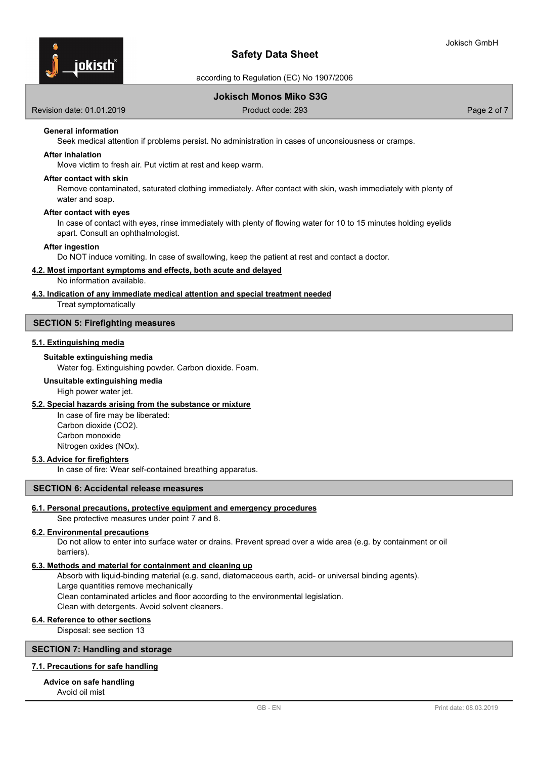**General information**

Seek medical attention if problems persist. No administration in cases of unconsiousness or cramps.

**After inhalation**

Move victim to fresh air. Put victim at rest and keep warm.

**After contact with skin**

Remove contaminated, saturated clothing immediately. After contact with skin, wash immediately with plenty of water and soap.

**After contact with eyes**

In case of contact with eyes, rinse immediately with plenty of flowing water for 10 to 15 minutes holding eyelids apart. Consult an ophthalmologist.

**After ingestion**

Do NOT induce vomiting. In case of swallowing, keep the patient at rest and contact a doctor.

### 4.2. Most important symptoms and effects, both acute and delayed

No information available.

### 4.3. Indication of any immediate medical attention and special treatment needed

Treat symptomatically

## SECTION 5: Firefighting measures

### 5.1. Extinguishing media

**Suitable extinguishing media**

Water fog. Extinguishing powder. Carbon dioxide. Foam.

**Unsuitable extinguishing media**

High power water jet.

### 5.2. Special hazards arising from the substance or mixture

In case of fire may be liberated:
Carbon dioxide ($CO_2$).
Carbon monoxide
Nitrogen oxides ($NO_x$).

### 5.3. Advice for firefighters

In case of fire: Wear self-contained breathing apparatus.

## SECTION 6: Accidental release measures

### 6.1. Personal precautions, protective equipment and emergency procedures

See protective measures under point 7 and 8.

### 6.2. Environmental precautions

Do not allow to enter into surface water or drains. Prevent spread over a wide area (e.g. by containment or oil barriers).

### 6.3. Methods and material for containment and cleaning up

Absorb with liquid-binding material (e.g. sand, diatomaceous earth, acid- or universal binding agents).
Large quantities remove mechanically
Clean contaminated articles and floor according to the environmental legislation.
Clean with detergents. Avoid solvent cleaners.

### 6.4. Reference to other sections

Disposal: see section 13

## SECTION 7: Handling and storage

### 7.1. Precautions for safe handling

**Advice on safe handling**

Avoid oil mist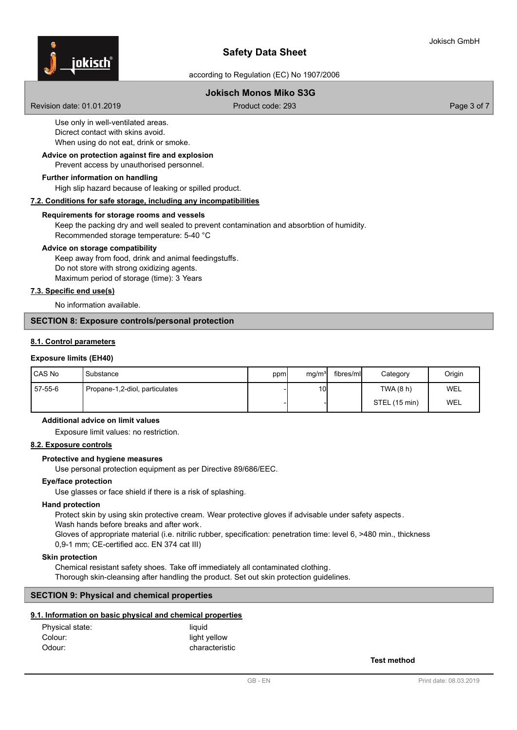Use only in well-ventilated areas.
Dicrect contact with skins avoid.
When using do not eat, drink or smoke.

**Advice on protection against fire and explosion**

Prevent access by unauthorised personnel.

**Further information on handling**

High slip hazard because of leaking or spilled product.

## 7.2. Conditions for safe storage, including any incompatibilities

**Requirements for storage rooms and vessels**

Keep the packing dry and well sealed to prevent contamination and absorbtion of humidity.
Recommended storage temperature: 5-40 °C

**Advice on storage compatibility**

Keep away from food, drink and animal feedingstuffs.
Do not store with strong oxidizing agents.
Maximum period of storage (time): 3 Years

## 7.3. Specific end use(s)

No information available.

# SECTION 8: Exposure controls/personal protection

## 8.1. Control parameters

**Exposure limits (EH40)**

| CAS No | Substance | ppm | mg/m³ | fibres/ml | Category | Origin |
|---|---|---|---|---|---|---|
| 57-55-6 | Propane-1,2-diol, particulates | - | 10 | | TWA (8 h) | WEL |
| | | - | - | | STEL (15 min) | WEL |

**Additional advice on limit values**

Exposure limit values: no restriction.

## 8.2. Exposure controls

**Protective and hygiene measures**

Use personal protection equipment as per Directive 89/686/EEC.

**Eye/face protection**

Use glasses or face shield if there is a risk of splashing.

**Hand protection**

Protect skin by using skin protective cream. Wear protective gloves if advisable under safety aspects.
Wash hands before breaks and after work.
Gloves of appropriate material (i.e. nitrilic rubber, specification: penetration time: level 6, >480 min., thickness 0,9-1 mm; CE-certified acc. EN 374 cat III)

**Skin protection**

Chemical resistant safety shoes. Take off immediately all contaminated clothing.
Thorough skin-cleansing after handling the product. Set out skin protection guidelines.

# SECTION 9: Physical and chemical properties

## 9.1. Information on basic physical and chemical properties

| | |
|---|---|
| Physical state: | liquid |
| Colour: | light yellow |
| Odour: | characteristic |

**Test method**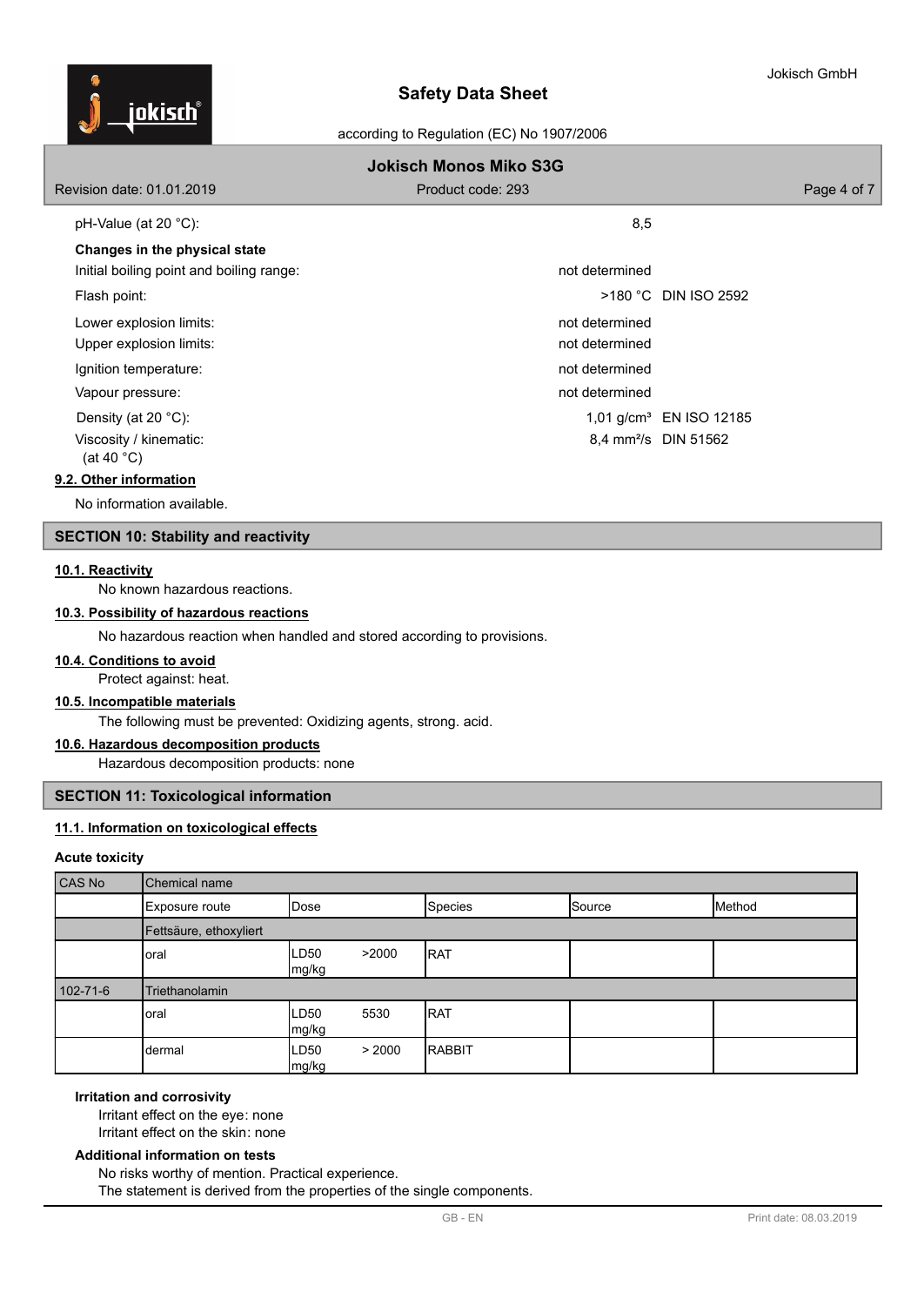| | | |
|---|---|---|
| pH-Value (at 20 °C): | 8,5 | |
| **Changes in the physical state** | | |
| Initial boiling point and boiling range: | not determined | |
| Flash point: | >180 °C | DIN ISO 2592 |
| Lower explosion limits: | not determined | |
| Upper explosion limits: | not determined | |
| Ignition temperature: | not determined | |
| Vapour pressure: | not determined | |
| Density (at 20 °C): | 1,01 g/cm³ | EN ISO 12185 |
| Viscosity / kinematic: (at 40 °C) | 8,4 mm²/s | DIN 51562 |

### 9.2. Other information

No information available.

## SECTION 10: Stability and reactivity

### 10.1. Reactivity

No known hazardous reactions.

### 10.3. Possibility of hazardous reactions

No hazardous reaction when handled and stored according to provisions.

### 10.4. Conditions to avoid

Protect against: heat.

### 10.5. Incompatible materials

The following must be prevented: Oxidizing agents, strong. acid.

### 10.6. Hazardous decomposition products

Hazardous decomposition products: none

## SECTION 11: Toxicological information

### 11.1. Information on toxicological effects

**Acute toxicity**

| CAS No | Chemical name | | | | |
|---|---|---|---|---|---|
| | Exposure route | Dose | Species | Source | Method |
| | Fettsäure, ethoxyliert | | | | |
| | oral | LD50 >2000 mg/kg | RAT | | |
| 102-71-6 | Triethanolamin | | | | |
| | oral | LD50 5530 mg/kg | RAT | | |
| | dermal | LD50 > 2000 mg/kg | RABBIT | | |

**Irritation and corrosivity**

Irritant effect on the eye: none
Irritant effect on the skin: none

**Additional information on tests**

No risks worthy of mention. Practical experience.
The statement is derived from the properties of the single components.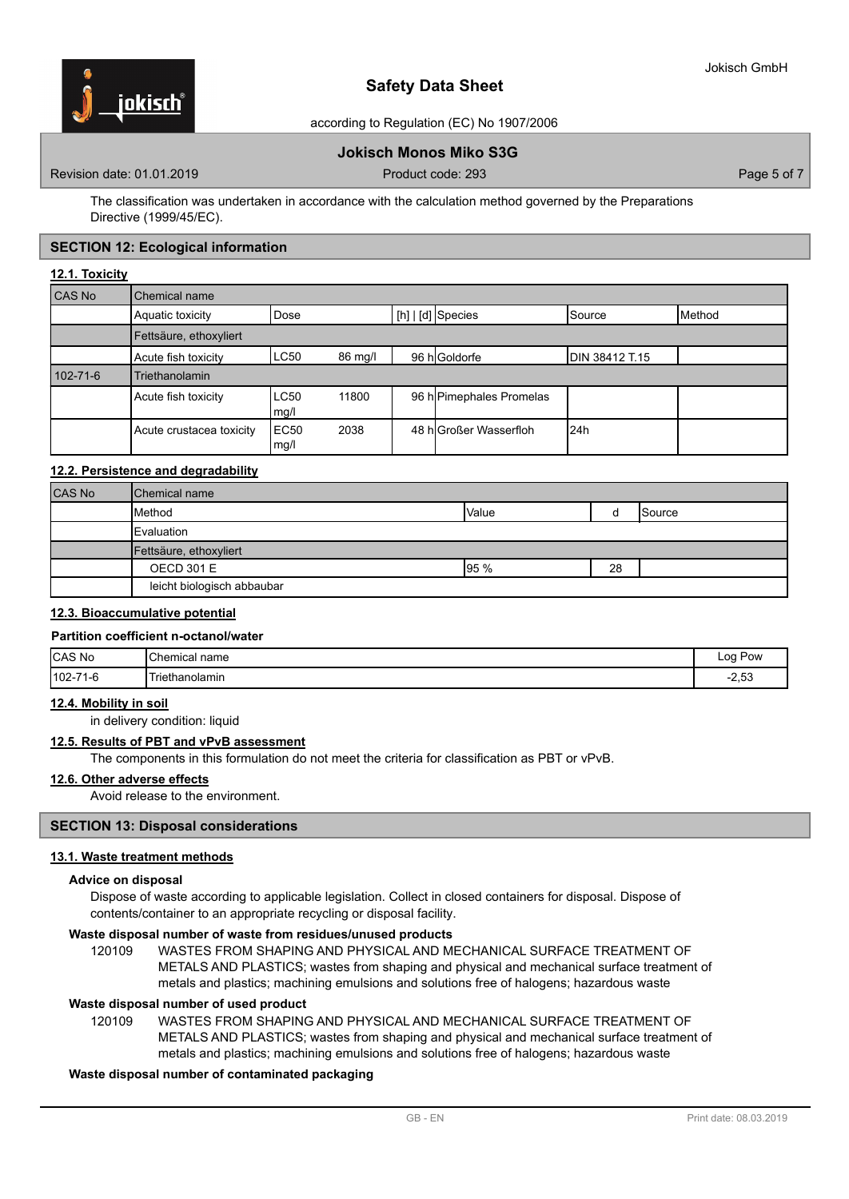The classification was undertaken in accordance with the calculation method governed by the Preparations Directive (1999/45/EC).

## SECTION 12: Ecological information

### 12.1. Toxicity

| CAS No | Chemical name | | | | | | |
|---|---|---|---|---|---|---|---|
| | Aquatic toxicity | Dose | | [h] \| [d] | Species | Source | Method |
| | Fettsäure, ethoxyliert | | | | | | |
| | Acute fish toxicity | LC50 | 86 mg/l | 96 h | Goldorfe | DIN 38412 T.15 | |
| 102-71-6 | Triethanolamin | | | | | | |
| | Acute fish toxicity | LC50 mg/l | 11800 | 96 h | Pimephales Promelas | | |
| | Acute crustacea toxicity | EC50 mg/l | 2038 | 48 h | Großer Wasserfloh | 24h | |

### 12.2. Persistence and degradability

| CAS No | Chemical name | | | |
|---|---|---|---|---|
| | Method | Value | d | Source |
| | Evaluation | | | |
| | Fettsäure, ethoxyliert | | | |
| | OECD 301 E | 95 % | 28 | |
| | leicht biologisch abbaubar | | | |

### 12.3. Bioaccumulative potential

**Partition coefficient n-octanol/water**

| CAS No | Chemical name | Log Pow |
|---|---|---|
| 102-71-6 | Triethanolamin | -2,53 |

### 12.4. Mobility in soil

in delivery condition: liquid

### 12.5. Results of PBT and vPvB assessment

The components in this formulation do not meet the criteria for classification as PBT or vPvB.

### 12.6. Other adverse effects

Avoid release to the environment.

## SECTION 13: Disposal considerations

### 13.1. Waste treatment methods

**Advice on disposal**

Dispose of waste according to applicable legislation. Collect in closed containers for disposal. Dispose of contents/container to an appropriate recycling or disposal facility.

**Waste disposal number of waste from residues/unused products**

120109 WASTES FROM SHAPING AND PHYSICAL AND MECHANICAL SURFACE TREATMENT OF METALS AND PLASTICS; wastes from shaping and physical and mechanical surface treatment of metals and plastics; machining emulsions and solutions free of halogens; hazardous waste

**Waste disposal number of used product**

120109 WASTES FROM SHAPING AND PHYSICAL AND MECHANICAL SURFACE TREATMENT OF METALS AND PLASTICS; wastes from shaping and physical and mechanical surface treatment of metals and plastics; machining emulsions and solutions free of halogens; hazardous waste

**Waste disposal number of contaminated packaging**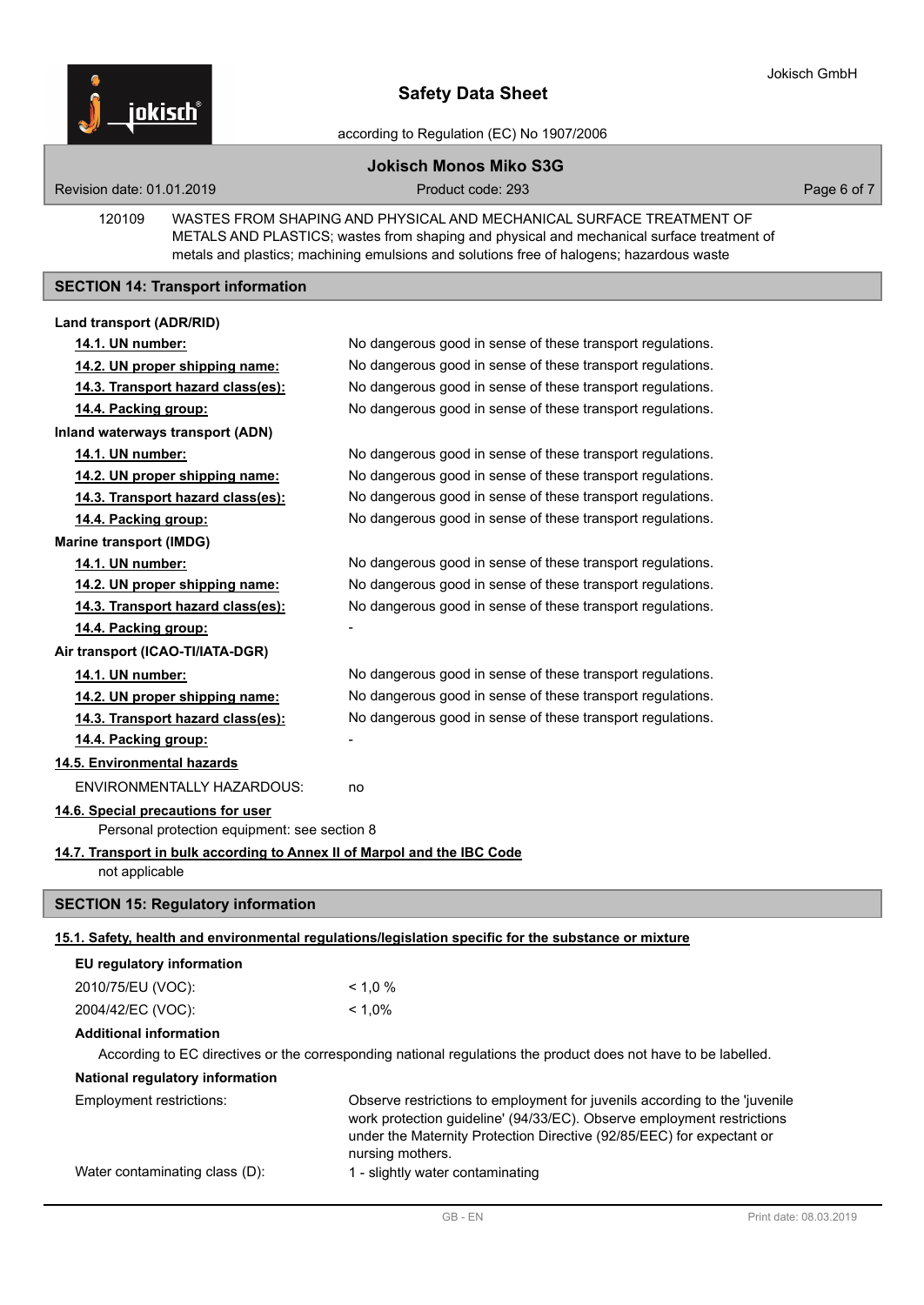120109 WASTES FROM SHAPING AND PHYSICAL AND MECHANICAL SURFACE TREATMENT OF METALS AND PLASTICS; wastes from shaping and physical and mechanical surface treatment of metals and plastics; machining emulsions and solutions free of halogens; hazardous waste

## SECTION 14: Transport information

**Land transport (ADR/RID)**

| | |
|---|---|
| **14.1. UN number:** | No dangerous good in sense of these transport regulations. |
| **14.2. UN proper shipping name:** | No dangerous good in sense of these transport regulations. |
| **14.3. Transport hazard class(es):** | No dangerous good in sense of these transport regulations. |
| **14.4. Packing group:** | No dangerous good in sense of these transport regulations. |

**Inland waterways transport (ADN)**

| | |
|---|---|
| **14.1. UN number:** | No dangerous good in sense of these transport regulations. |
| **14.2. UN proper shipping name:** | No dangerous good in sense of these transport regulations. |
| **14.3. Transport hazard class(es):** | No dangerous good in sense of these transport regulations. |
| **14.4. Packing group:** | No dangerous good in sense of these transport regulations. |

**Marine transport (IMDG)**

| | |
|---|---|
| **14.1. UN number:** | No dangerous good in sense of these transport regulations. |
| **14.2. UN proper shipping name:** | No dangerous good in sense of these transport regulations. |
| **14.3. Transport hazard class(es):** | No dangerous good in sense of these transport regulations. |
| **14.4. Packing group:** | - |

**Air transport (ICAO-TI/IATA-DGR)**

| | |
|---|---|
| **14.1. UN number:** | No dangerous good in sense of these transport regulations. |
| **14.2. UN proper shipping name:** | No dangerous good in sense of these transport regulations. |
| **14.3. Transport hazard class(es):** | No dangerous good in sense of these transport regulations. |
| **14.4. Packing group:** | - |

**14.5. Environmental hazards**

ENVIRONMENTALLY HAZARDOUS: no

**14.6. Special precautions for user**

Personal protection equipment: see section 8

**14.7. Transport in bulk according to Annex II of Marpol and the IBC Code**

not applicable

## SECTION 15: Regulatory information

**15.1. Safety, health and environmental regulations/legislation specific for the substance or mixture**

**EU regulatory information**

| | |
|---|---|
| 2010/75/EU (VOC): | < 1,0 % |
| 2004/42/EC (VOC): | < 1,0% |

**Additional information**

According to EC directives or the corresponding national regulations the product does not have to be labelled.

**National regulatory information**

| | |
|---|---|
| Employment restrictions: | Observe restrictions to employment for juvenils according to the 'juvenile work protection guideline' (94/33/EC). Observe employment restrictions under the Maternity Protection Directive (92/85/EEC) for expectant or nursing mothers. |
| Water contaminating class (D): | 1 - slightly water contaminating |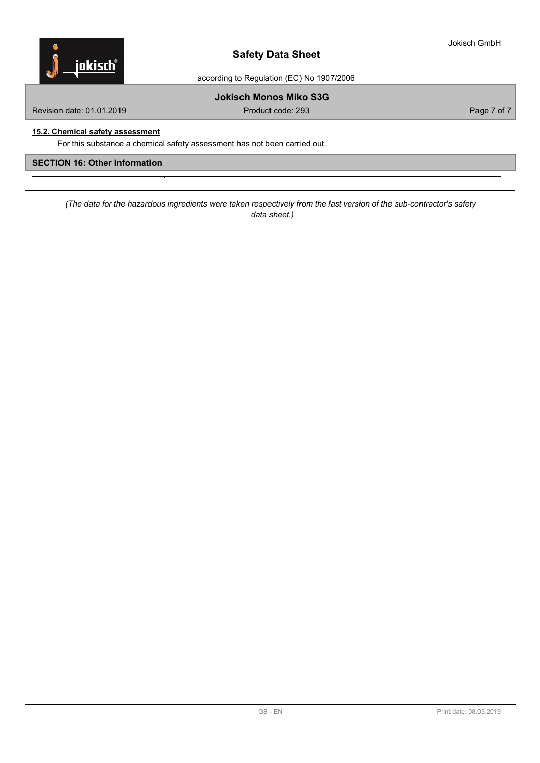### 15.2. Chemical safety assessment

For this substance a chemical safety assessment has not been carried out.

## SECTION 16: Other information

*(The data for the hazardous ingredients were taken respectively from the last version of the sub-contractor's safety data sheet.)*